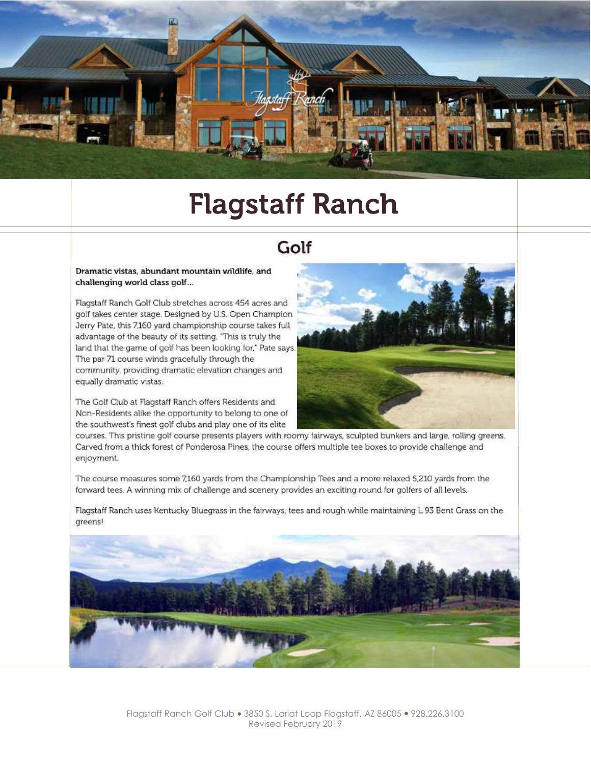# Flagstaff Ranch

## Golf

**Dramatic vistas, abundant mountain wildlife, and challenging world class golf...**

Flagstaff Ranch Golf Club stretches across 454 acres and golf takes center stage. Designed by U.S. Open Champion Jerry Pate, this 7,160 yard championship course takes full advantage of the beauty of its setting. "This is truly the land that the game of golf has been looking for," Pate says. The par 71 course winds gracefully through the community, providing dramatic elevation changes and equally dramatic vistas.

The Golf Club at Flagstaff Ranch offers Residents and Non-Residents alike the opportunity to belong to one of the southwest's finest golf clubs and play one of its elite courses. This pristine golf course presents players with roomy fairways, sculpted bunkers and large, rolling greens. Carved from a thick forest of Ponderosa Pines, the course offers multiple tee boxes to provide challenge and enjoyment.

The course measures some 7,160 yards from the Championship Tees and a more relaxed 5,210 yards from the forward tees. A winning mix of challenge and scenery provides an exciting round for golfers of all levels.

Flagstaff Ranch uses Kentucky Bluegrass in the fairways, tees and rough while maintaining L 93 Bent Grass on the greens!

Flagstaff Ranch Golf Club • 3850 S. Lariat Loop Flagstaff, AZ 86005 • 928.226.3100
Revised February 2019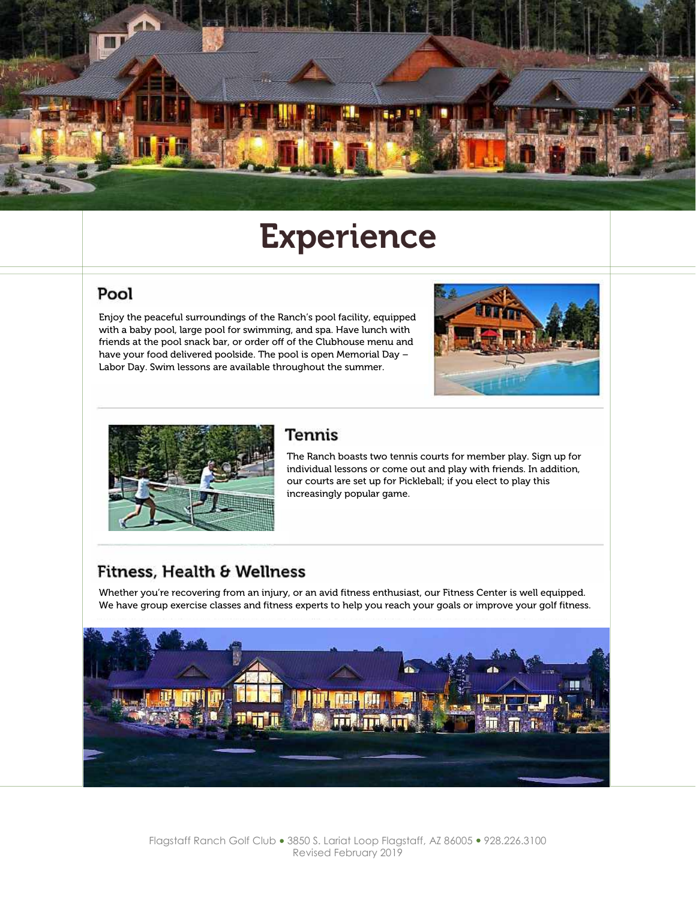# Experience

## Pool

Enjoy the peaceful surroundings of the Ranch's pool facility, equipped with a baby pool, large pool for swimming, and spa. Have lunch with friends at the pool snack bar, or order off of the Clubhouse menu and have your food delivered poolside. The pool is open Memorial Day – Labor Day. Swim lessons are available throughout the summer.

## Tennis

The Ranch boasts two tennis courts for member play. Sign up for individual lessons or come out and play with friends. In addition, our courts are set up for Pickleball; if you elect to play this increasingly popular game.

## Fitness, Health & Wellness

Whether you're recovering from an injury, or an avid fitness enthusiast, our Fitness Center is well equipped. We have group exercise classes and fitness experts to help you reach your goals or improve your golf fitness.

Flagstaff Ranch Golf Club • 3850 S. Lariat Loop Flagstaff, AZ 86005 • 928.226.3100
Revised February 2019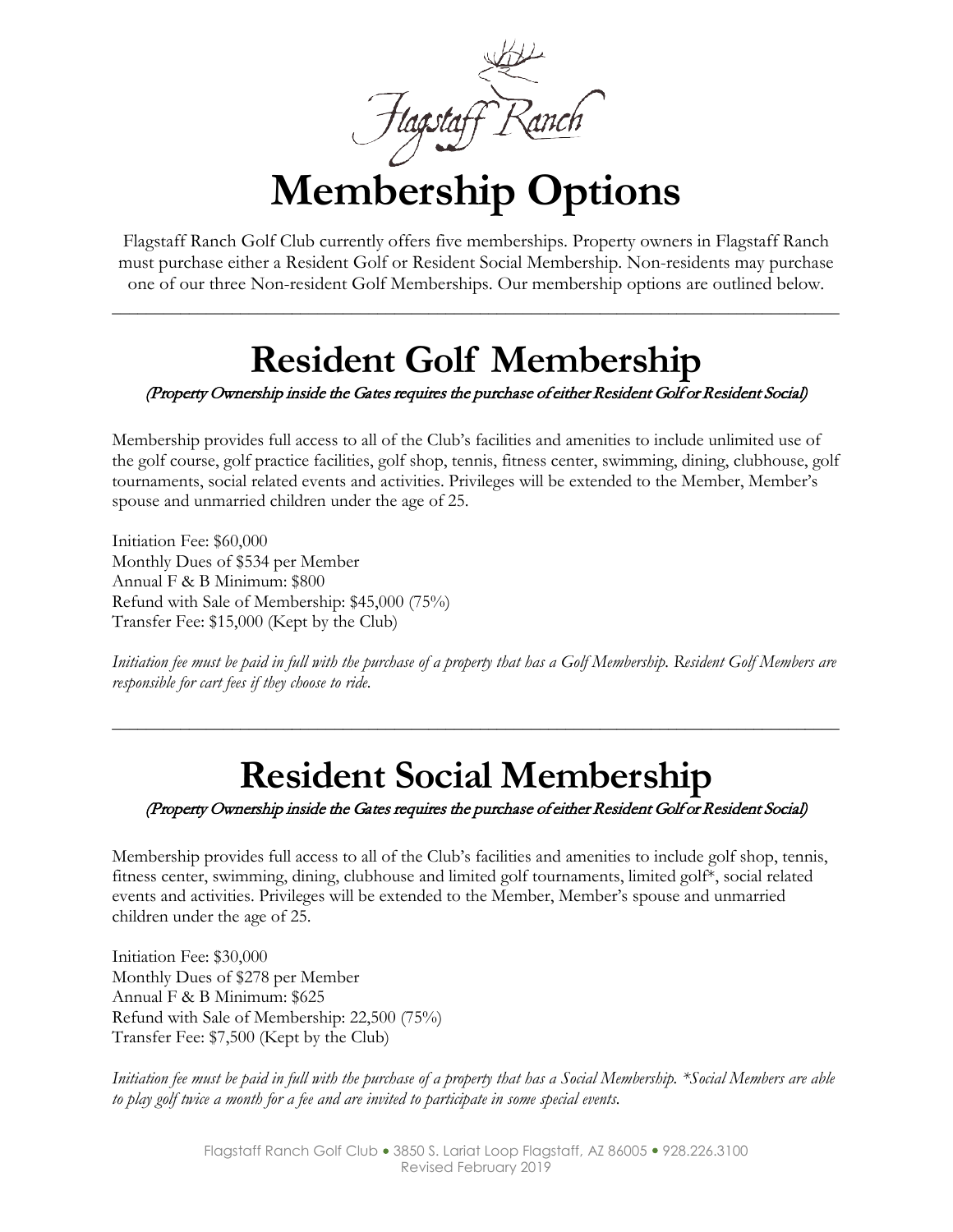Flagstaff Ranch

# Membership Options

Flagstaff Ranch Golf Club currently offers five memberships. Property owners in Flagstaff Ranch must purchase either a Resident Golf or Resident Social Membership. Non-residents may purchase one of our three Non-resident Golf Memberships. Our membership options are outlined below.

---

## Resident Golf Membership

*(Property Ownership inside the Gates requires the purchase of either Resident Golf or Resident Social)*

Membership provides full access to all of the Club's facilities and amenities to include unlimited use of the golf course, golf practice facilities, golf shop, tennis, fitness center, swimming, dining, clubhouse, golf tournaments, social related events and activities. Privileges will be extended to the Member, Member's spouse and unmarried children under the age of 25.

Initiation Fee: $60,000
Monthly Dues of $534 per Member
Annual F & B Minimum: $800
Refund with Sale of Membership: $45,000 (75%)
Transfer Fee: $15,000 (Kept by the Club)

*Initiation fee must be paid in full with the purchase of a property that has a Golf Membership. Resident Golf Members are responsible for cart fees if they choose to ride.*

---

## Resident Social Membership

*(Property Ownership inside the Gates requires the purchase of either Resident Golf or Resident Social)*

Membership provides full access to all of the Club's facilities and amenities to include golf shop, tennis, fitness center, swimming, dining, clubhouse and limited golf tournaments, limited golf*, social related events and activities. Privileges will be extended to the Member, Member's spouse and unmarried children under the age of 25.

Initiation Fee: $30,000
Monthly Dues of $278 per Member
Annual F & B Minimum: $625
Refund with Sale of Membership: 22,500 (75%)
Transfer Fee: $7,500 (Kept by the Club)

*Initiation fee must be paid in full with the purchase of a property that has a Social Membership. *Social Members are able to play golf twice a month for a fee and are invited to participate in some special events.*

Flagstaff Ranch Golf Club • 3850 S. Lariat Loop Flagstaff, AZ 86005 • 928.226.3100
Revised February 2019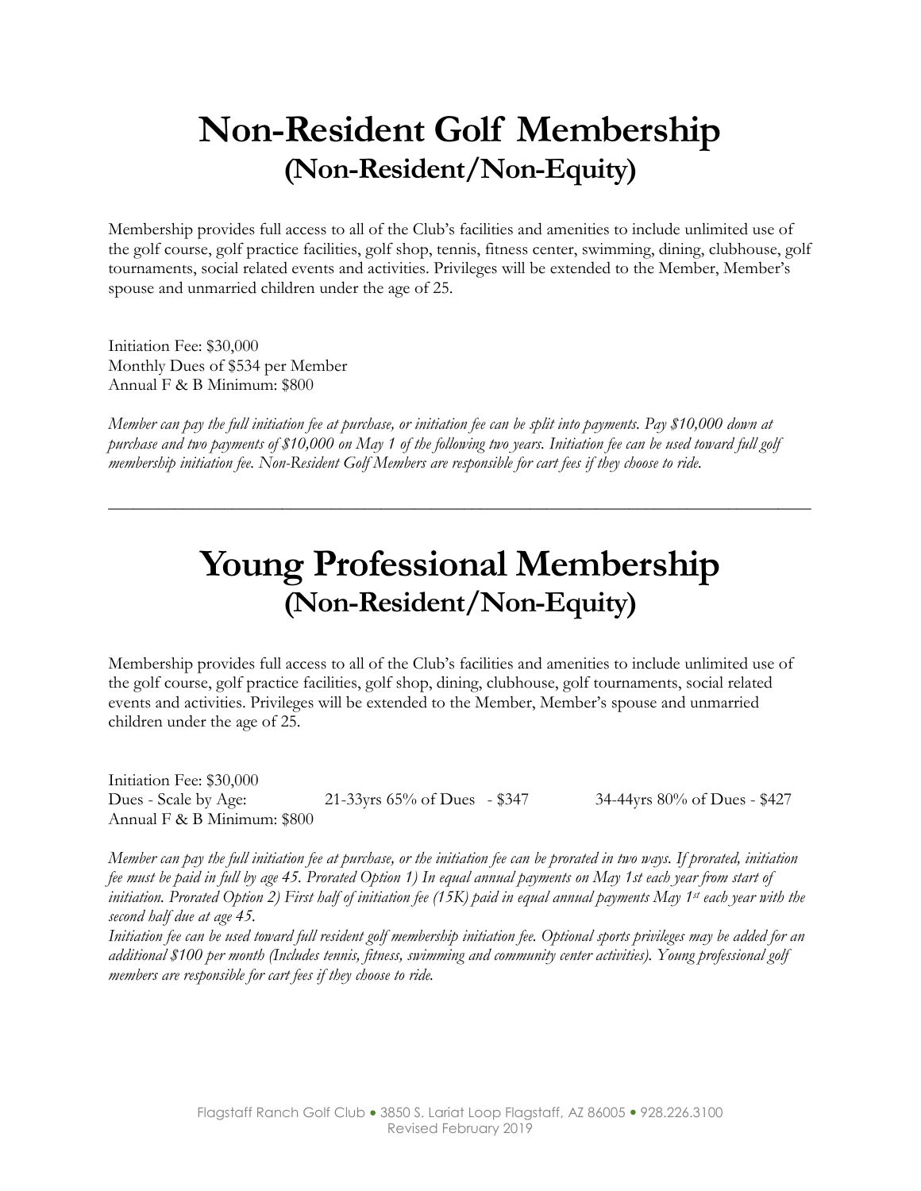# Non-Resident Golf Membership
## (Non-Resident/Non-Equity)

Membership provides full access to all of the Club's facilities and amenities to include unlimited use of the golf course, golf practice facilities, golf shop, tennis, fitness center, swimming, dining, clubhouse, golf tournaments, social related events and activities. Privileges will be extended to the Member, Member's spouse and unmarried children under the age of 25.

Initiation Fee: $30,000
Monthly Dues of $534 per Member
Annual F & B Minimum: $800

*Member can pay the full initiation fee at purchase, or initiation fee can be split into payments. Pay $10,000 down at purchase and two payments of $10,000 on May 1 of the following two years. Initiation fee can be used toward full golf membership initiation fee. Non-Resident Golf Members are responsible for cart fees if they choose to ride.*

---

# Young Professional Membership
## (Non-Resident/Non-Equity)

Membership provides full access to all of the Club's facilities and amenities to include unlimited use of the golf course, golf practice facilities, golf shop, dining, clubhouse, golf tournaments, social related events and activities. Privileges will be extended to the Member, Member's spouse and unmarried children under the age of 25.

Initiation Fee: $30,000
Dues - Scale by Age: 21-33yrs 65% of Dues - $347 34-44yrs 80% of Dues - $427
Annual F & B Minimum: $800

*Member can pay the full initiation fee at purchase, or the initiation fee can be prorated in two ways. If prorated, initiation fee must be paid in full by age 45. Prorated Option 1) In equal annual payments on May 1st each year from start of initiation. Prorated Option 2) First half of initiation fee (15K) paid in equal annual payments May 1st each year with the second half due at age 45.*

*Initiation fee can be used toward full resident golf membership initiation fee. Optional sports privileges may be added for an additional $100 per month (Includes tennis, fitness, swimming and community center activities). Young professional golf members are responsible for cart fees if they choose to ride.*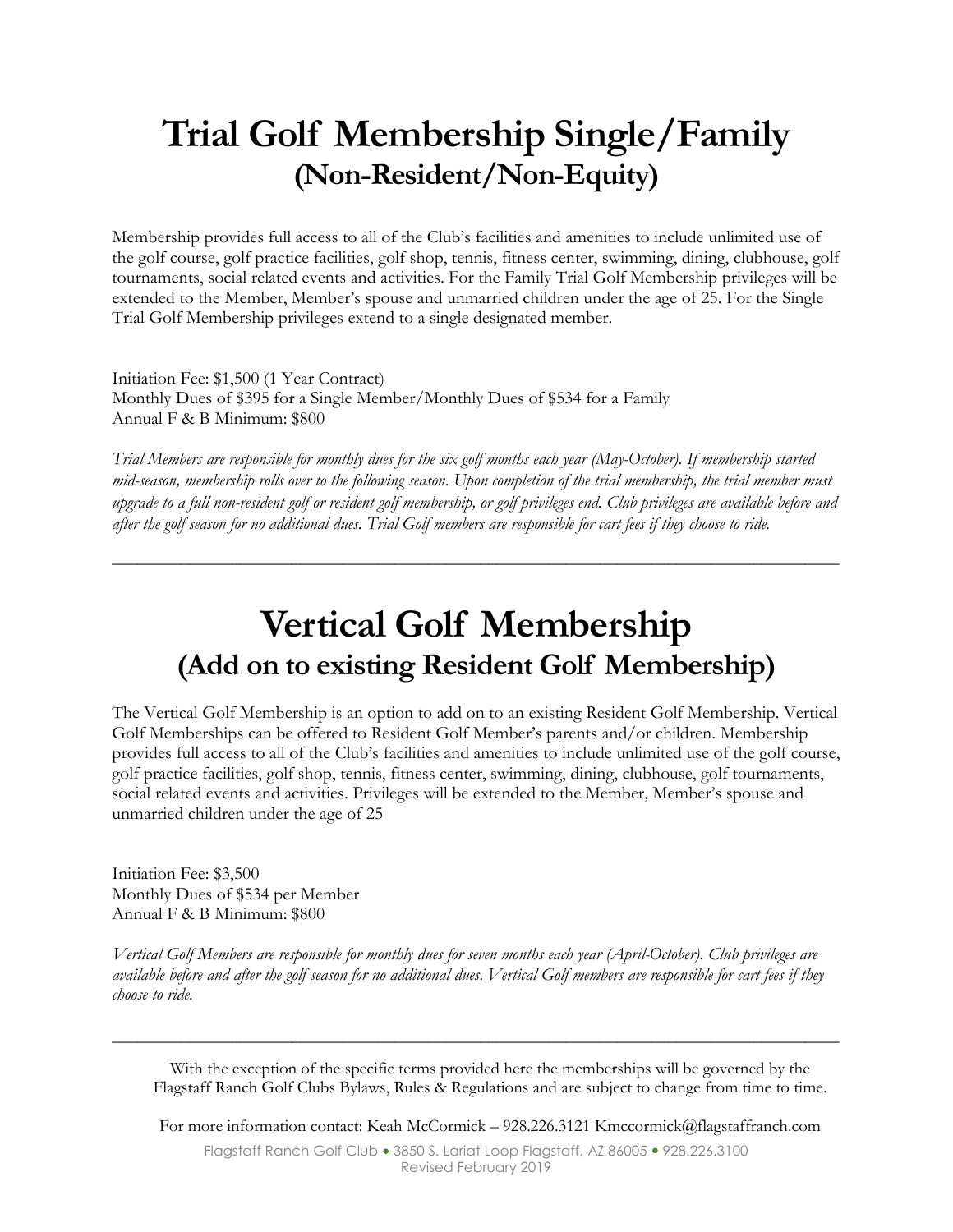# Trial Golf Membership Single/Family
## (Non-Resident/Non-Equity)

Membership provides full access to all of the Club's facilities and amenities to include unlimited use of the golf course, golf practice facilities, golf shop, tennis, fitness center, swimming, dining, clubhouse, golf tournaments, social related events and activities. For the Family Trial Golf Membership privileges will be extended to the Member, Member's spouse and unmarried children under the age of 25. For the Single Trial Golf Membership privileges extend to a single designated member.

Initiation Fee: $1,500 (1 Year Contract)
Monthly Dues of $395 for a Single Member/Monthly Dues of $534 for a Family
Annual F & B Minimum: $800

*Trial Members are responsible for monthly dues for the six golf months each year (May-October). If membership started mid-season, membership rolls over to the following season. Upon completion of the trial membership, the trial member must upgrade to a full non-resident golf or resident golf membership, or golf privileges end. Club privileges are available before and after the golf season for no additional dues. Trial Golf members are responsible for cart fees if they choose to ride.*

---

# Vertical Golf Membership
## (Add on to existing Resident Golf Membership)

The Vertical Golf Membership is an option to add on to an existing Resident Golf Membership. Vertical Golf Memberships can be offered to Resident Golf Member's parents and/or children. Membership provides full access to all of the Club's facilities and amenities to include unlimited use of the golf course, golf practice facilities, golf shop, tennis, fitness center, swimming, dining, clubhouse, golf tournaments, social related events and activities. Privileges will be extended to the Member, Member's spouse and unmarried children under the age of 25

Initiation Fee: $3,500
Monthly Dues of $534 per Member
Annual F & B Minimum: $800

*Vertical Golf Members are responsible for monthly dues for seven months each year (April-October). Club privileges are available before and after the golf season for no additional dues. Vertical Golf members are responsible for cart fees if they choose to ride.*

---

With the exception of the specific terms provided here the memberships will be governed by the Flagstaff Ranch Golf Clubs Bylaws, Rules & Regulations and are subject to change from time to time.

For more information contact: Keah McCormick – 928.226.3121 Kmccormick@flagstaffranch.com

Flagstaff Ranch Golf Club • 3850 S. Lariat Loop Flagstaff, AZ 86005 • 928.226.3100
Revised February 2019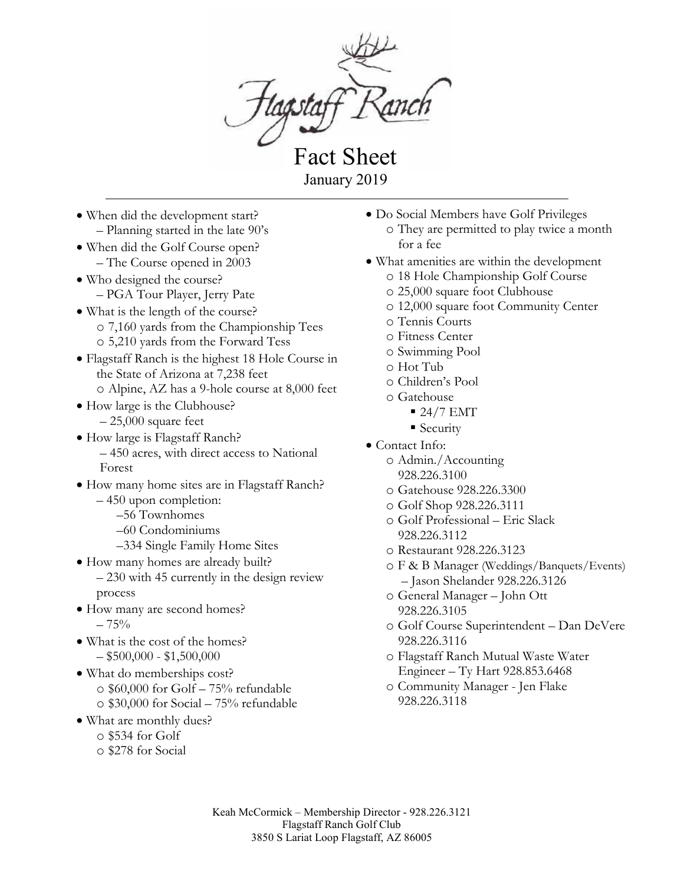# Flagstaff Ranch

## Fact Sheet

January 2019

---

- When did the development start?
  - – Planning started in the late 90's
- When did the Golf Course open?
  - – The Course opened in 2003
- Who designed the course?
  - – PGA Tour Player, Jerry Pate
- What is the length of the course?
  - 7,160 yards from the Championship Tees
  - 5,210 yards from the Forward Tess
- Flagstaff Ranch is the highest 18 Hole Course in the State of Arizona at 7,238 feet
  - Alpine, AZ has a 9-hole course at 8,000 feet
- How large is the Clubhouse?
  - – 25,000 square feet
- How large is Flagstaff Ranch?
  - – 450 acres, with direct access to National Forest
- How many home sites are in Flagstaff Ranch?
  - – 450 upon completion:
    - –56 Townhomes
    - –60 Condominiums
    - –334 Single Family Home Sites
- How many homes are already built?
  - – 230 with 45 currently in the design review process
- How many are second homes?
  - – 75%
- What is the cost of the homes?
  - – $500,000 - $1,500,000
- What do memberships cost?
  - $60,000 for Golf – 75% refundable
  - $30,000 for Social – 75% refundable
- What are monthly dues?
  - $534 for Golf
  - $278 for Social
- Do Social Members have Golf Privileges
  - They are permitted to play twice a month for a fee
- What amenities are within the development
  - 18 Hole Championship Golf Course
  - 25,000 square foot Clubhouse
  - 12,000 square foot Community Center
  - Tennis Courts
  - Fitness Center
  - Swimming Pool
  - Hot Tub
  - Children's Pool
  - Gatehouse
    - 24/7 EMT
    - Security
- Contact Info:
  - Admin./Accounting 928.226.3100
  - Gatehouse 928.226.3300
  - Golf Shop 928.226.3111
  - Golf Professional – Eric Slack 928.226.3112
  - Restaurant 928.226.3123
  - F & B Manager (Weddings/Banquets/Events) – Jason Shelander 928.226.3126
  - General Manager – John Ott 928.226.3105
  - Golf Course Superintendent – Dan DeVere 928.226.3116
  - Flagstaff Ranch Mutual Waste Water Engineer – Ty Hart 928.853.6468
  - Community Manager - Jen Flake 928.226.3118

Keah McCormick – Membership Director - 928.226.3121
Flagstaff Ranch Golf Club
3850 S Lariat Loop Flagstaff, AZ 86005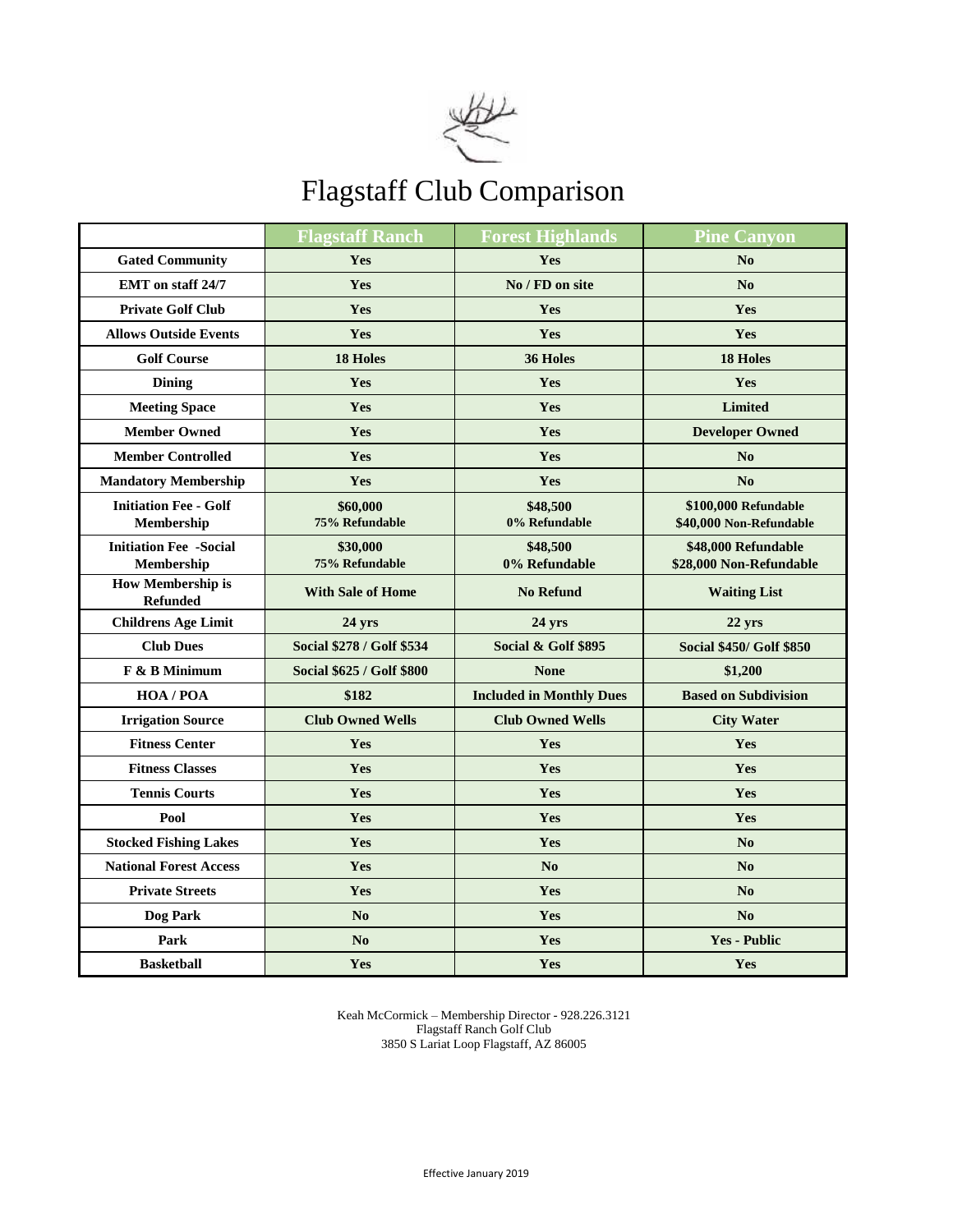# Flagstaff Club Comparison

| | Flagstaff Ranch | Forest Highlands | Pine Canyon |
|---|---|---|---|
| Gated Community | Yes | Yes | No |
| EMT on staff 24/7 | Yes | No / FD on site | No |
| Private Golf Club | Yes | Yes | Yes |
| Allows Outside Events | Yes | Yes | Yes |
| Golf Course | 18 Holes | 36 Holes | 18 Holes |
| Dining | Yes | Yes | Yes |
| Meeting Space | Yes | Yes | Limited |
| Member Owned | Yes | Yes | Developer Owned |
| Member Controlled | Yes | Yes | No |
| Mandatory Membership | Yes | Yes | No |
| Initiation Fee - Golf Membership | $60,000<br>75% Refundable | $48,500<br>0% Refundable | $100,000 Refundable<br>$40,000 Non-Refundable |
| Initiation Fee -Social Membership | $30,000<br>75% Refundable | $48,500<br>0% Refundable | $48,000 Refundable<br>$28,000 Non-Refundable |
| How Membership is Refunded | With Sale of Home | No Refund | Waiting List |
| Childrens Age Limit | 24 yrs | 24 yrs | 22 yrs |
| Club Dues | Social $278 / Golf $534 | Social & Golf $895 | Social $450/ Golf $850 |
| F & B Minimum | Social $625 / Golf $800 | None | $1,200 |
| HOA / POA | $182 | Included in Monthly Dues | Based on Subdivision |
| Irrigation Source | Club Owned Wells | Club Owned Wells | City Water |
| Fitness Center | Yes | Yes | Yes |
| Fitness Classes | Yes | Yes | Yes |
| Tennis Courts | Yes | Yes | Yes |
| Pool | Yes | Yes | Yes |
| Stocked Fishing Lakes | Yes | Yes | No |
| National Forest Access | Yes | No | No |
| Private Streets | Yes | Yes | No |
| Dog Park | No | Yes | No |
| Park | No | Yes | Yes - Public |
| Basketball | Yes | Yes | Yes |

Keah McCormick – Membership Director - 928.226.3121
Flagstaff Ranch Golf Club
3850 S Lariat Loop Flagstaff, AZ 86005

Effective January 2019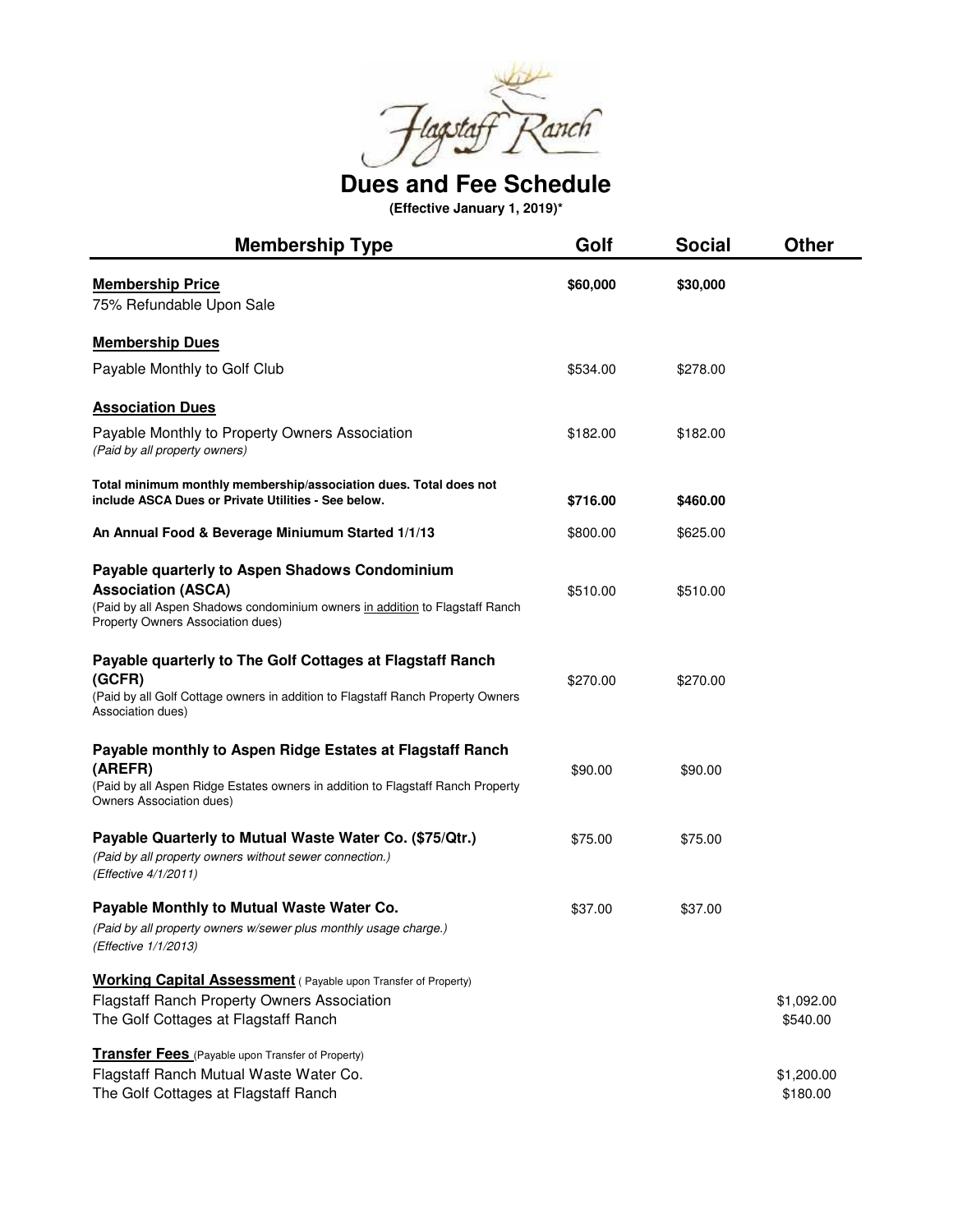# Dues and Fee Schedule

**(Effective January 1, 2019)***

| Membership Type | Golf | Social | Other |
| --- | --- | --- | --- |
| **Membership Price**<br>75% Refundable Upon Sale | **$60,000** | **$30,000** | |
| **Membership Dues** | | | |
| Payable Monthly to Golf Club | $534.00 | $278.00 | |
| **Association Dues** | | | |
| Payable Monthly to Property Owners Association<br>*(Paid by all property owners)* | $182.00 | $182.00 | |
| **Total minimum monthly membership/association dues. Total does not include ASCA Dues or Private Utilities - See below.** | **$716.00** | **$460.00** | |
| **An Annual Food & Beverage Miniumum Started 1/1/13** | $800.00 | $625.00 | |
| **Payable quarterly to Aspen Shadows Condominium Association (ASCA)**<br>(Paid by all Aspen Shadows condominium owners in addition to Flagstaff Ranch Property Owners Association dues) | $510.00 | $510.00 | |
| **Payable quarterly to The Golf Cottages at Flagstaff Ranch (GCFR)**<br>(Paid by all Golf Cottage owners in addition to Flagstaff Ranch Property Owners Association dues) | $270.00 | $270.00 | |
| **Payable monthly to Aspen Ridge Estates at Flagstaff Ranch (AREFR)**<br>(Paid by all Aspen Ridge Estates owners in addition to Flagstaff Ranch Property Owners Association dues) | $90.00 | $90.00 | |
| **Payable Quarterly to Mutual Waste Water Co. ($75/Qtr.)**<br>*(Paid by all property owners without sewer connection.)*<br>*(Effective 4/1/2011)* | $75.00 | $75.00 | |
| **Payable Monthly to Mutual Waste Water Co.**<br>*(Paid by all property owners w/sewer plus monthly usage charge.)*<br>*(Effective 1/1/2013)* | $37.00 | $37.00 | |
| **Working Capital Assessment** ( Payable upon Transfer of Property) | | | |
| Flagstaff Ranch Property Owners Association | | | $1,092.00 |
| The Golf Cottages at Flagstaff Ranch | | | $540.00 |
| **Transfer Fees** (Payable upon Transfer of Property) | | | |
| Flagstaff Ranch Mutual Waste Water Co. | | | $1,200.00 |
| The Golf Cottages at Flagstaff Ranch | | | $180.00 |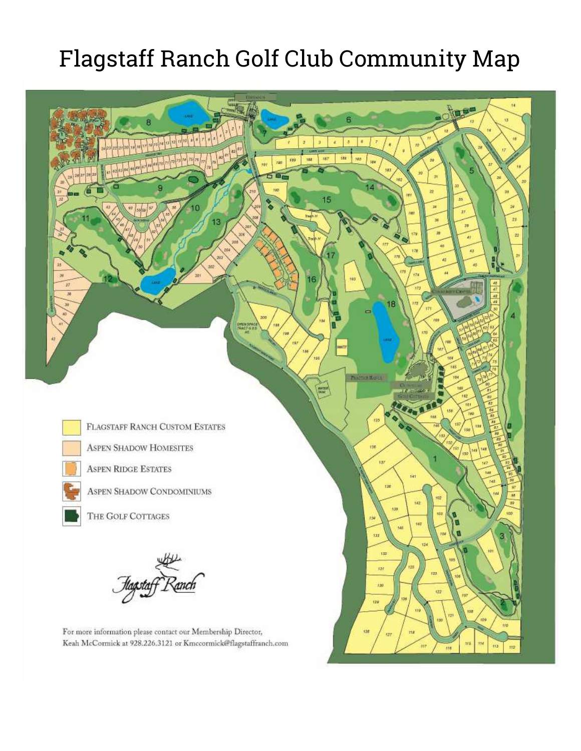# Flagstaff Ranch Golf Club Community Map

FLAGSTAFF RANCH CUSTOM ESTATES

ASPEN SHADOW HOMESITES

ASPEN RIDGE ESTATES

ASPEN SHADOW CONDOMINIUMS

THE GOLF COTTAGES

Flagstaff Ranch

For more information please contact our Membership Director, Keah McCormick at 928.226.3121 or Kmccormick@flagstaffranch.com